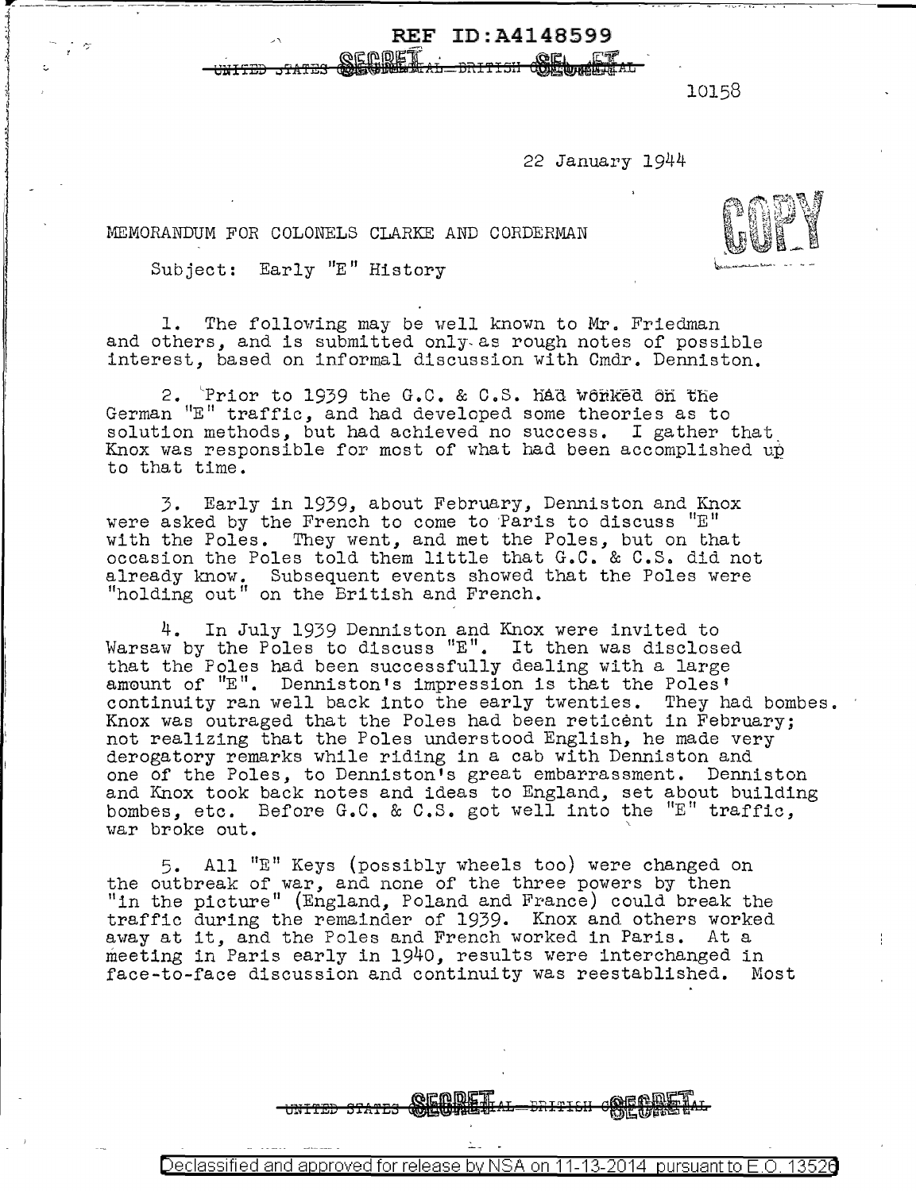REF ID:A4148599

~~UNITED STATES~~ SECRET ~~AL—BRITISH~~ SECRET ~~AL~~

10158

22 January 1944

MEMORANDUM FOR COLONELS CLARKE AND CORDERMAN

COPY

Subject: Early "E" History

1. The following may be well known to Mr. Friedman and others, and is submitted only as rough notes of possible interest, based on informal discussion with Cmdr. Denniston.

2. Prior to 1939 the G.C. & C.S. had worked on the German "E" traffic, and had developed some theories as to solution methods, but had achieved no success. I gather that Knox was responsible for most of what had been accomplished up to that time.

3. Early in 1939, about February, Denniston and Knox were asked by the French to come to Paris to discuss "E" with the Poles. They went, and met the Poles, but on that occasion the Poles told them little that G.C. & C.S. did not already know. Subsequent events showed that the Poles were "holding out" on the British and French.

4. In July 1939 Denniston and Knox were invited to Warsaw by the Poles to discuss "E". It then was disclosed that the Poles had been successfully dealing with a large amount of "E". Denniston's impression is that the Poles' continuity ran well back into the early twenties. They had bombes. Knox was outraged that the Poles had been reticent in February; not realizing that the Poles understood English, he made very derogatory remarks while riding in a cab with Denniston and one of the Poles, to Denniston's great embarrassment. Denniston and Knox took back notes and ideas to England, set about building bombes, etc. Before G.C. & C.S. got well into the "E" traffic, war broke out.

5. All "E" Keys (possibly wheels too) were changed on the outbreak of war, and none of the three powers by then "in the picture" (England, Poland and France) could break the traffic during the remainder of 1939. Knox and others worked away at it, and the Poles and French worked in Paris. At a meeting in Paris early in 1940, results were interchanged in face-to-face discussion and continuity was reestablished. Most

~~UNITED STATES~~ SECRET ~~AL—BRITISH~~ SECRET ~~AL~~

Declassified and approved for release by NSA on 11-13-2014 pursuant to E.O. 13526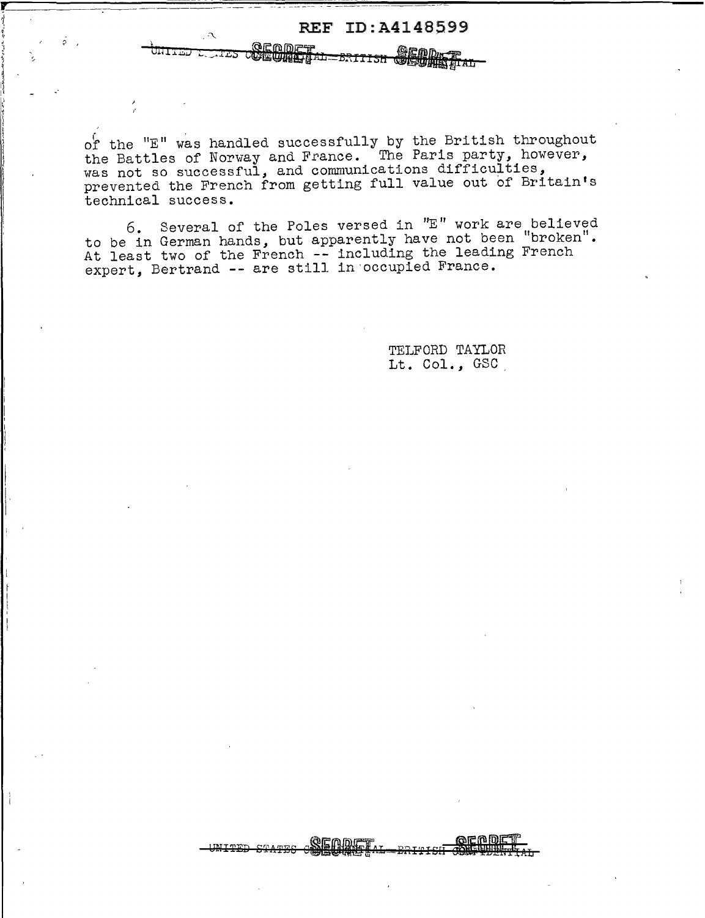of the "E" was handled successfully by the British throughout the Battles of Norway and France. The Paris party, however, was not so successful, and communications difficulties, prevented the French from getting full value out of Britain's technical success.

6. Several of the Poles versed in "E" work are believed to be in German hands, but apparently have not been "broken". At least two of the French -- including the leading French expert, Bertrand -- are still in occupied France.

TELFORD TAYLOR
Lt. Col., GSC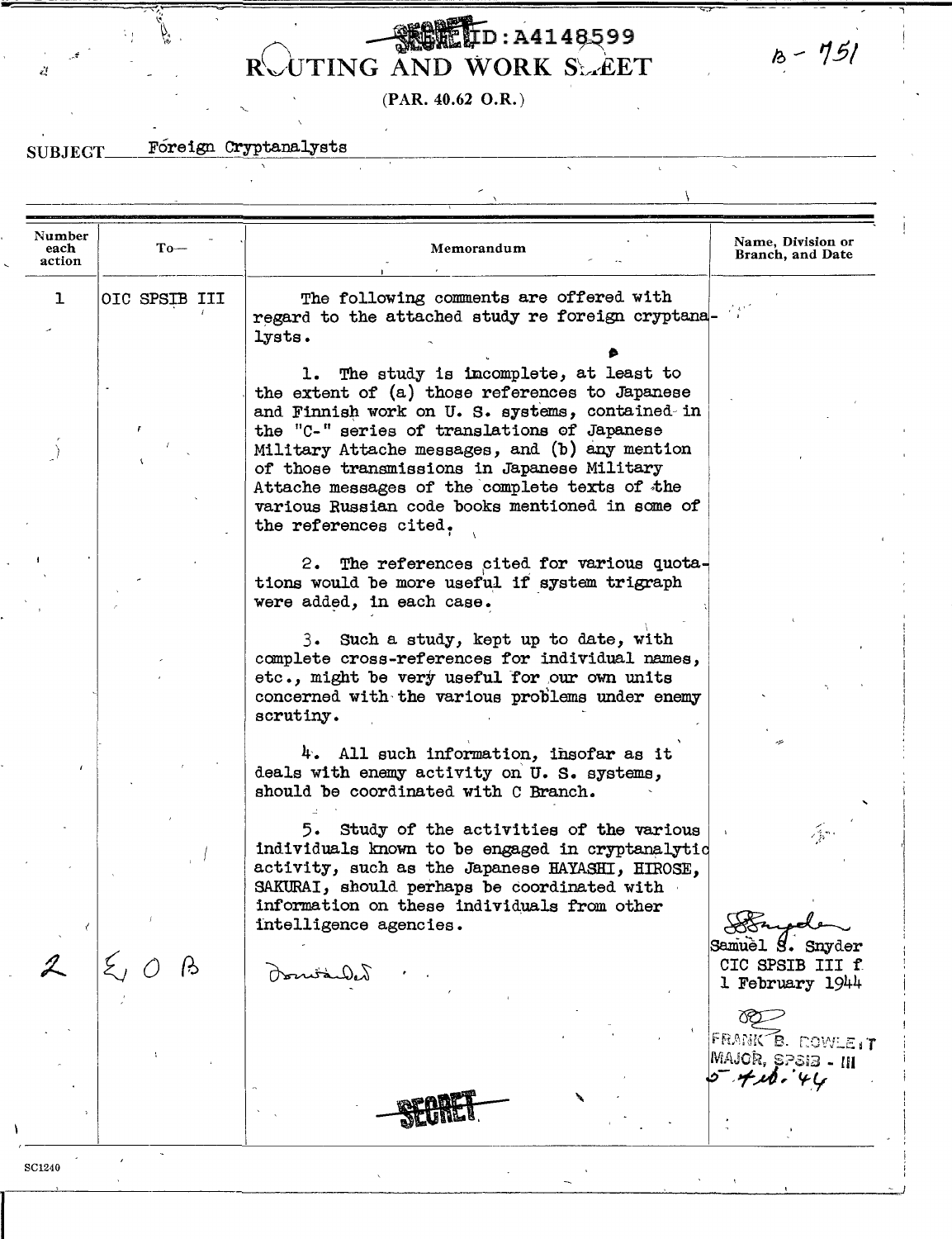SECRET ID:A4148599

# ROUTING AND WORK SHEET

(PAR. 40.62 O.R.)

B - 751

SUBJECT Foreign Cryptanalysts

| Number each action | To— | Memorandum | Name, Division or Branch, and Date |
|---|---|---|---|
| 1 | OIC SPSIB III | The following comments are offered with regard to the attached study re foreign cryptanalysts.<br><br>1. The study is incomplete, at least to the extent of (a) those references to Japanese and Finnish work on U. S. systems, contained in the "C-" series of translations of Japanese Military Attache messages, and (b) any mention of those transmissions in Japanese Military Attache messages of the complete texts of the various Russian code books mentioned in some of the references cited.<br><br>2. The references cited for various quotations would be more useful if system trigraph were added, in each case.<br><br>3. Such a study, kept up to date, with complete cross-references for individual names, etc., might be very useful for our own units concerned with the various problems under enemy scrutiny.<br><br>4. All such information, insofar as it deals with enemy activity on U. S. systems, should be coordinated with C Branch.<br><br>5. Study of the activities of the various individuals known to be engaged in cryptanalytic activity, such as the Japanese HAYASHI, HIROSE, SAKURAI, should perhaps be coordinated with information on these individuals from other intelligence agencies. | Samuel S. Snyder<br>CIC SPSIB III f<br>1 February 1944 |
| 2 | E, O B | Forwarded | FRANK B. ROWLETT<br>MAJOR, SPSIB - III<br>5 Feb. 44 |

SECRET

SC1240